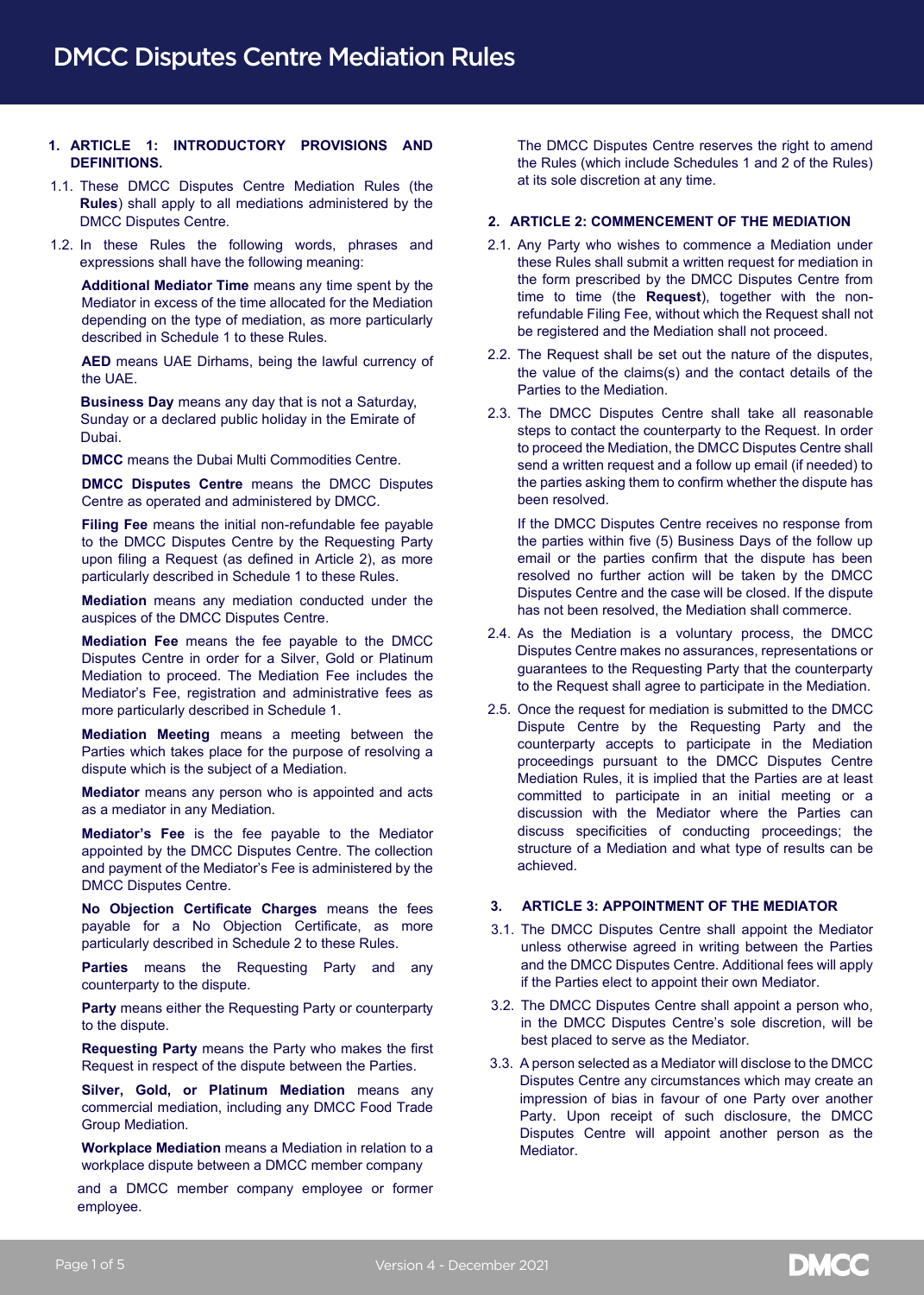# DMCC Disputes Centre Mediation Rules

## 1. ARTICLE 1: INTRODUCTORY PROVISIONS AND DEFINITIONS.

1.1. These DMCC Disputes Centre Mediation Rules (the **Rules**) shall apply to all mediations administered by the DMCC Disputes Centre.

1.2. In these Rules the following words, phrases and expressions shall have the following meaning:

**Additional Mediator Time** means any time spent by the Mediator in excess of the time allocated for the Mediation depending on the type of mediation, as more particularly described in Schedule 1 to these Rules.

**AED** means UAE Dirhams, being the lawful currency of the UAE.

**Business Day** means any day that is not a Saturday, Sunday or a declared public holiday in the Emirate of Dubai.

**DMCC** means the Dubai Multi Commodities Centre.

**DMCC Disputes Centre** means the DMCC Disputes Centre as operated and administered by DMCC.

**Filing Fee** means the initial non-refundable fee payable to the DMCC Disputes Centre by the Requesting Party upon filing a Request (as defined in Article 2), as more particularly described in Schedule 1 to these Rules.

**Mediation** means any mediation conducted under the auspices of the DMCC Disputes Centre.

**Mediation Fee** means the fee payable to the DMCC Disputes Centre in order for a Silver, Gold or Platinum Mediation to proceed. The Mediation Fee includes the Mediator's Fee, registration and administrative fees as more particularly described in Schedule 1.

**Mediation Meeting** means a meeting between the Parties which takes place for the purpose of resolving a dispute which is the subject of a Mediation.

**Mediator** means any person who is appointed and acts as a mediator in any Mediation.

**Mediator's Fee** is the fee payable to the Mediator appointed by the DMCC Disputes Centre. The collection and payment of the Mediator's Fee is administered by the DMCC Disputes Centre.

**No Objection Certificate Charges** means the fees payable for a No Objection Certificate, as more particularly described in Schedule 2 to these Rules.

**Parties** means the Requesting Party and any counterparty to the dispute.

**Party** means either the Requesting Party or counterparty to the dispute.

**Requesting Party** means the Party who makes the first Request in respect of the dispute between the Parties.

**Silver, Gold, or Platinum Mediation** means any commercial mediation, including any DMCC Food Trade Group Mediation.

**Workplace Mediation** means a Mediation in relation to a workplace dispute between a DMCC member company and a DMCC member company employee or former employee.

The DMCC Disputes Centre reserves the right to amend the Rules (which include Schedules 1 and 2 of the Rules) at its sole discretion at any time.

## 2. ARTICLE 2: COMMENCEMENT OF THE MEDIATION

2.1. Any Party who wishes to commence a Mediation under these Rules shall submit a written request for mediation in the form prescribed by the DMCC Disputes Centre from time to time (the **Request**), together with the non-refundable Filing Fee, without which the Request shall not be registered and the Mediation shall not proceed.

2.2. The Request shall be set out the nature of the disputes, the value of the claims(s) and the contact details of the Parties to the Mediation.

2.3. The DMCC Disputes Centre shall take all reasonable steps to contact the counterparty to the Request. In order to proceed the Mediation, the DMCC Disputes Centre shall send a written request and a follow up email (if needed) to the parties asking them to confirm whether the dispute has been resolved.

If the DMCC Disputes Centre receives no response from the parties within five (5) Business Days of the follow up email or the parties confirm that the dispute has been resolved no further action will be taken by the DMCC Disputes Centre and the case will be closed. If the dispute has not been resolved, the Mediation shall commence.

2.4. As the Mediation is a voluntary process, the DMCC Disputes Centre makes no assurances, representations or guarantees to the Requesting Party that the counterparty to the Request shall agree to participate in the Mediation.

2.5. Once the request for mediation is submitted to the DMCC Dispute Centre by the Requesting Party and the counterparty accepts to participate in the Mediation proceedings pursuant to the DMCC Disputes Centre Mediation Rules, it is implied that the Parties are at least committed to participate in an initial meeting or a discussion with the Mediator where the Parties can discuss specificities of conducting proceedings; the structure of a Mediation and what type of results can be achieved.

## 3. ARTICLE 3: APPOINTMENT OF THE MEDIATOR

3.1. The DMCC Disputes Centre shall appoint the Mediator unless otherwise agreed in writing between the Parties and the DMCC Disputes Centre. Additional fees will apply if the Parties elect to appoint their own Mediator.

3.2. The DMCC Disputes Centre shall appoint a person who, in the DMCC Disputes Centre's sole discretion, will be best placed to serve as the Mediator.

3.3. A person selected as a Mediator will disclose to the DMCC Disputes Centre any circumstances which may create an impression of bias in favour of one Party over another Party. Upon receipt of such disclosure, the DMCC Disputes Centre will appoint another person as the Mediator.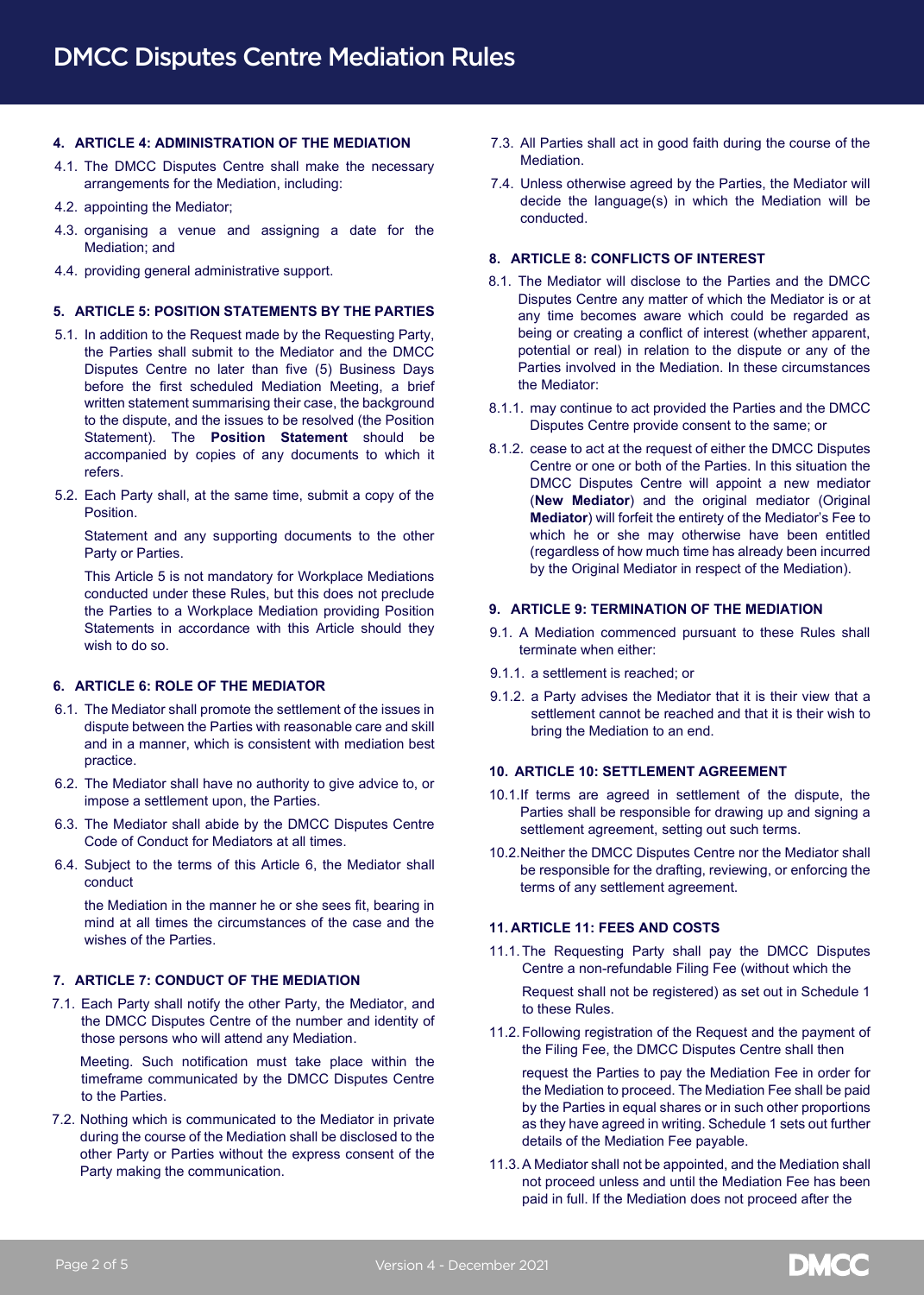## 4. ARTICLE 4: ADMINISTRATION OF THE MEDIATION

4.1. The DMCC Disputes Centre shall make the necessary arrangements for the Mediation, including:

4.2. appointing the Mediator;

4.3. organising a venue and assigning a date for the Mediation; and

4.4. providing general administrative support.

## 5. ARTICLE 5: POSITION STATEMENTS BY THE PARTIES

5.1. In addition to the Request made by the Requesting Party, the Parties shall submit to the Mediator and the DMCC Disputes Centre no later than five (5) Business Days before the first scheduled Mediation Meeting, a brief written statement summarising their case, the background to the dispute, and the issues to be resolved (the Position Statement). The **Position Statement** should be accompanied by copies of any documents to which it refers.

5.2. Each Party shall, at the same time, submit a copy of the Position.

Statement and any supporting documents to the other Party or Parties.

This Article 5 is not mandatory for Workplace Mediations conducted under these Rules, but this does not preclude the Parties to a Workplace Mediation providing Position Statements in accordance with this Article should they wish to do so.

## 6. ARTICLE 6: ROLE OF THE MEDIATOR

6.1. The Mediator shall promote the settlement of the issues in dispute between the Parties with reasonable care and skill and in a manner, which is consistent with mediation best practice.

6.2. The Mediator shall have no authority to give advice to, or impose a settlement upon, the Parties.

6.3. The Mediator shall abide by the DMCC Disputes Centre Code of Conduct for Mediators at all times.

6.4. Subject to the terms of this Article 6, the Mediator shall conduct

the Mediation in the manner he or she sees fit, bearing in mind at all times the circumstances of the case and the wishes of the Parties.

## 7. ARTICLE 7: CONDUCT OF THE MEDIATION

7.1. Each Party shall notify the other Party, the Mediator, and the DMCC Disputes Centre of the number and identity of those persons who will attend any Mediation.

Meeting. Such notification must take place within the timeframe communicated by the DMCC Disputes Centre to the Parties.

7.2. Nothing which is communicated to the Mediator in private during the course of the Mediation shall be disclosed to the other Party or Parties without the express consent of the Party making the communication.

7.3. All Parties shall act in good faith during the course of the Mediation.

7.4. Unless otherwise agreed by the Parties, the Mediator will decide the language(s) in which the Mediation will be conducted.

## 8. ARTICLE 8: CONFLICTS OF INTEREST

8.1. The Mediator will disclose to the Parties and the DMCC Disputes Centre any matter of which the Mediator is or at any time becomes aware which could be regarded as being or creating a conflict of interest (whether apparent, potential or real) in relation to the dispute or any of the Parties involved in the Mediation. In these circumstances the Mediator:

8.1.1. may continue to act provided the Parties and the DMCC Disputes Centre provide consent to the same; or

8.1.2. cease to act at the request of either the DMCC Disputes Centre or one or both of the Parties. In this situation the DMCC Disputes Centre will appoint a new mediator (**New Mediator**) and the original mediator (Original **Mediator**) will forfeit the entirety of the Mediator's Fee to which he or she may otherwise have been entitled (regardless of how much time has already been incurred by the Original Mediator in respect of the Mediation).

## 9. ARTICLE 9: TERMINATION OF THE MEDIATION

9.1. A Mediation commenced pursuant to these Rules shall terminate when either:

9.1.1. a settlement is reached; or

9.1.2. a Party advises the Mediator that it is their view that a settlement cannot be reached and that it is their wish to bring the Mediation to an end.

## 10. ARTICLE 10: SETTLEMENT AGREEMENT

10.1. If terms are agreed in settlement of the dispute, the Parties shall be responsible for drawing up and signing a settlement agreement, setting out such terms.

10.2. Neither the DMCC Disputes Centre nor the Mediator shall be responsible for the drafting, reviewing, or enforcing the terms of any settlement agreement.

## 11. ARTICLE 11: FEES AND COSTS

11.1. The Requesting Party shall pay the DMCC Disputes Centre a non-refundable Filing Fee (without which the

Request shall not be registered) as set out in Schedule 1 to these Rules.

11.2. Following registration of the Request and the payment of the Filing Fee, the DMCC Disputes Centre shall then

request the Parties to pay the Mediation Fee in order for the Mediation to proceed. The Mediation Fee shall be paid by the Parties in equal shares or in such other proportions as they have agreed in writing. Schedule 1 sets out further details of the Mediation Fee payable.

11.3. A Mediator shall not be appointed, and the Mediation shall not proceed unless and until the Mediation Fee has been paid in full. If the Mediation does not proceed after the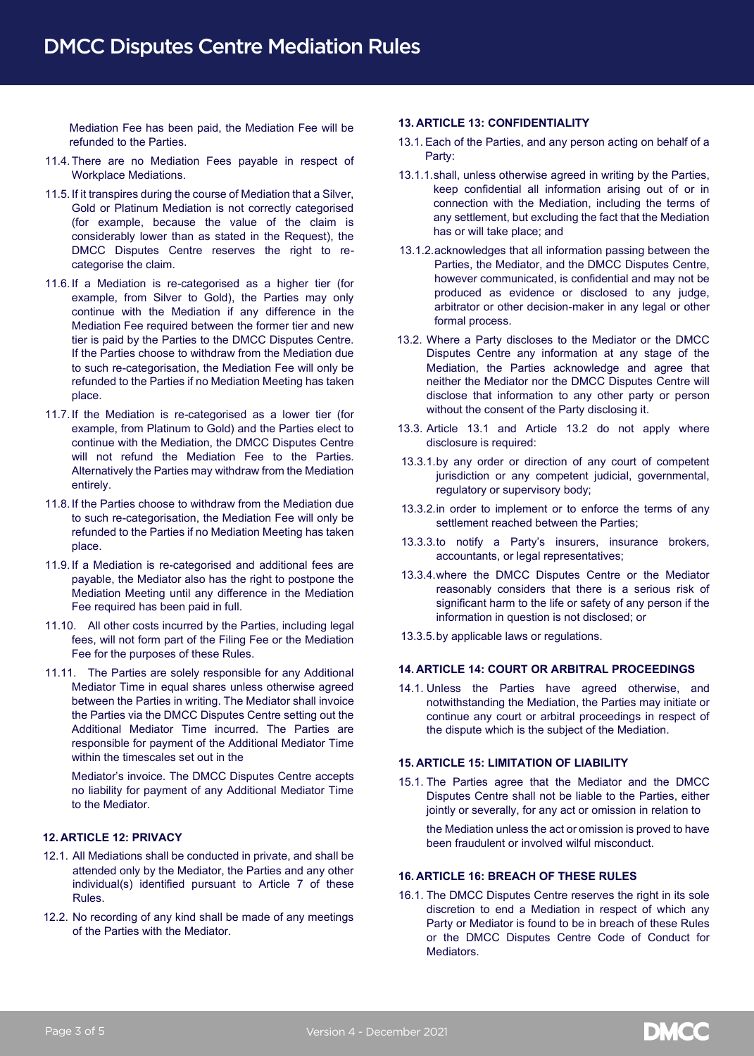Mediation Fee has been paid, the Mediation Fee will be refunded to the Parties.

11.4. There are no Mediation Fees payable in respect of Workplace Mediations.

11.5. If it transpires during the course of Mediation that a Silver, Gold or Platinum Mediation is not correctly categorised (for example, because the value of the claim is considerably lower than as stated in the Request), the DMCC Disputes Centre reserves the right to re-categorise the claim.

11.6. If a Mediation is re-categorised as a higher tier (for example, from Silver to Gold), the Parties may only continue with the Mediation if any difference in the Mediation Fee required between the former tier and new tier is paid by the Parties to the DMCC Disputes Centre. If the Parties choose to withdraw from the Mediation due to such re-categorisation, the Mediation Fee will only be refunded to the Parties if no Mediation Meeting has taken place.

11.7. If the Mediation is re-categorised as a lower tier (for example, from Platinum to Gold) and the Parties elect to continue with the Mediation, the DMCC Disputes Centre will not refund the Mediation Fee to the Parties. Alternatively the Parties may withdraw from the Mediation entirely.

11.8. If the Parties choose to withdraw from the Mediation due to such re-categorisation, the Mediation Fee will only be refunded to the Parties if no Mediation Meeting has taken place.

11.9. If a Mediation is re-categorised and additional fees are payable, the Mediator also has the right to postpone the Mediation Meeting until any difference in the Mediation Fee required has been paid in full.

11.10. All other costs incurred by the Parties, including legal fees, will not form part of the Filing Fee or the Mediation Fee for the purposes of these Rules.

11.11. The Parties are solely responsible for any Additional Mediator Time in equal shares unless otherwise agreed between the Parties in writing. The Mediator shall invoice the Parties via the DMCC Disputes Centre setting out the Additional Mediator Time incurred. The Parties are responsible for payment of the Additional Mediator Time within the timescales set out in the Mediator's invoice. The DMCC Disputes Centre accepts no liability for payment of any Additional Mediator Time to the Mediator.

## 12. ARTICLE 12: PRIVACY

12.1. All Mediations shall be conducted in private, and shall be attended only by the Mediator, the Parties and any other individual(s) identified pursuant to Article 7 of these Rules.

12.2. No recording of any kind shall be made of any meetings of the Parties with the Mediator.

## 13. ARTICLE 13: CONFIDENTIALITY

13.1. Each of the Parties, and any person acting on behalf of a Party:

13.1.1. shall, unless otherwise agreed in writing by the Parties, keep confidential all information arising out of or in connection with the Mediation, including the terms of any settlement, but excluding the fact that the Mediation has or will take place; and

13.1.2. acknowledges that all information passing between the Parties, the Mediator, and the DMCC Disputes Centre, however communicated, is confidential and may not be produced as evidence or disclosed to any judge, arbitrator or other decision-maker in any legal or other formal process.

13.2. Where a Party discloses to the Mediator or the DMCC Disputes Centre any information at any stage of the Mediation, the Parties acknowledge and agree that neither the Mediator nor the DMCC Disputes Centre will disclose that information to any other party or person without the consent of the Party disclosing it.

13.3. Article 13.1 and Article 13.2 do not apply where disclosure is required:

13.3.1. by any order or direction of any court of competent jurisdiction or any competent judicial, governmental, regulatory or supervisory body;

13.3.2. in order to implement or to enforce the terms of any settlement reached between the Parties;

13.3.3. to notify a Party's insurers, insurance brokers, accountants, or legal representatives;

13.3.4. where the DMCC Disputes Centre or the Mediator reasonably considers that there is a serious risk of significant harm to the life or safety of any person if the information in question is not disclosed; or

13.3.5. by applicable laws or regulations.

## 14. ARTICLE 14: COURT OR ARBITRAL PROCEEDINGS

14.1. Unless the Parties have agreed otherwise, and notwithstanding the Mediation, the Parties may initiate or continue any court or arbitral proceedings in respect of the dispute which is the subject of the Mediation.

## 15. ARTICLE 15: LIMITATION OF LIABILITY

15.1. The Parties agree that the Mediator and the DMCC Disputes Centre shall not be liable to the Parties, either jointly or severally, for any act or omission in relation to the Mediation unless the act or omission is proved to have been fraudulent or involved wilful misconduct.

## 16. ARTICLE 16: BREACH OF THESE RULES

16.1. The DMCC Disputes Centre reserves the right in its sole discretion to end a Mediation in respect of which any Party or Mediator is found to be in breach of these Rules or the DMCC Disputes Centre Code of Conduct for Mediators.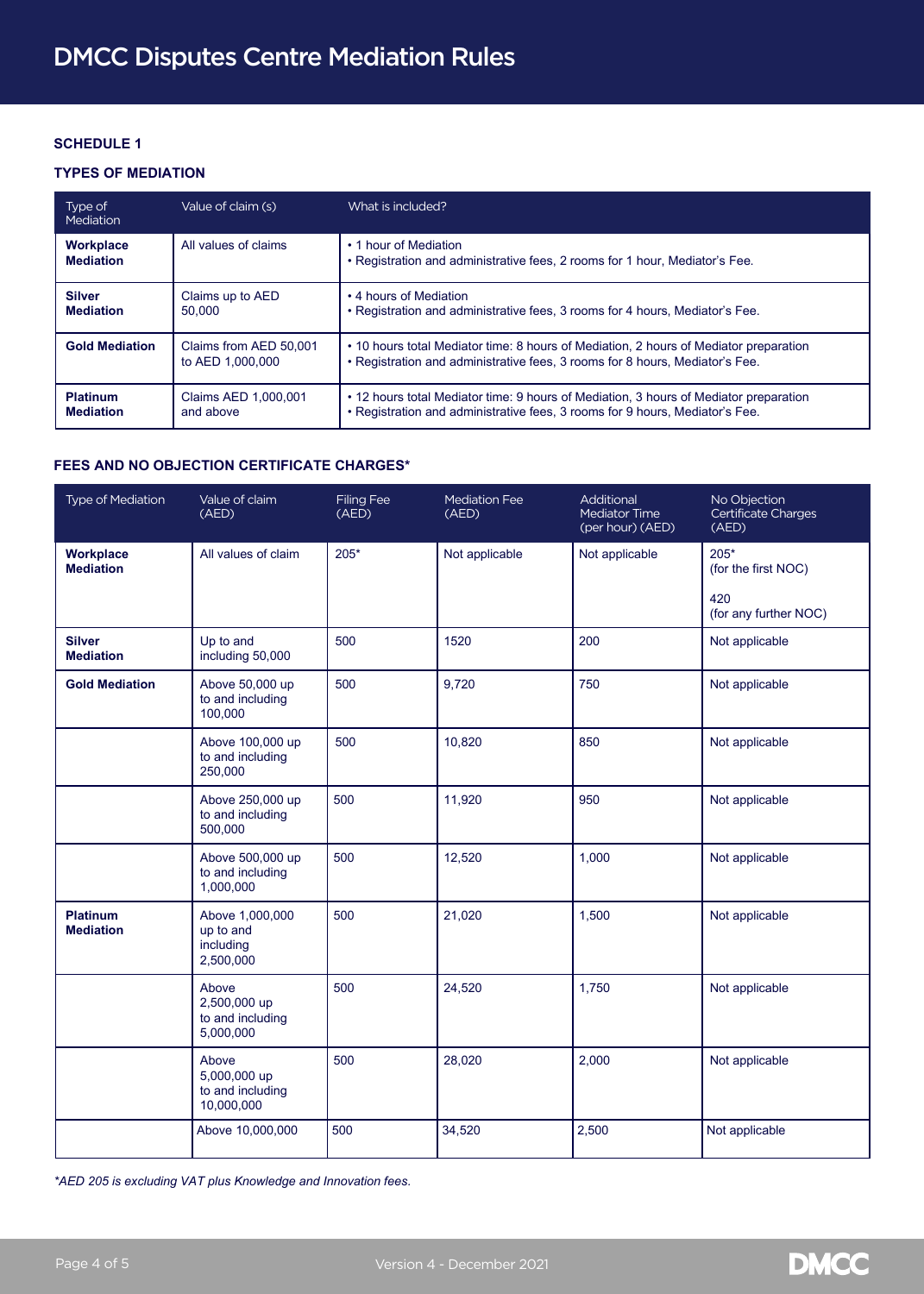# DMCC Disputes Centre Mediation Rules

## SCHEDULE 1

### TYPES OF MEDIATION

| Type of Mediation | Value of claim (s) | What is included? |
|---|---|---|
| **Workplace Mediation** | All values of claims | • 1 hour of Mediation<br>• Registration and administrative fees, 2 rooms for 1 hour, Mediator's Fee. |
| **Silver Mediation** | Claims up to AED 50,000 | • 4 hours of Mediation<br>• Registration and administrative fees, 3 rooms for 4 hours, Mediator's Fee. |
| **Gold Mediation** | Claims from AED 50,001 to AED 1,000,000 | • 10 hours total Mediator time: 8 hours of Mediation, 2 hours of Mediator preparation<br>• Registration and administrative fees, 3 rooms for 8 hours, Mediator's Fee. |
| **Platinum Mediation** | Claims AED 1,000,001 and above | • 12 hours total Mediator time: 9 hours of Mediation, 3 hours of Mediator preparation<br>• Registration and administrative fees, 3 rooms for 9 hours, Mediator's Fee. |

### FEES AND NO OBJECTION CERTIFICATE CHARGES*

| Type of Mediation | Value of claim (AED) | Filing Fee (AED) | Mediation Fee (AED) | Additional Mediator Time (per hour) (AED) | No Objection Certificate Charges (AED) |
|---|---|---|---|---|---|
| **Workplace Mediation** | All values of claim | 205* | Not applicable | Not applicable | 205* (for the first NOC)<br>420 (for any further NOC) |
| **Silver Mediation** | Up to and including 50,000 | 500 | 1520 | 200 | Not applicable |
| **Gold Mediation** | Above 50,000 up to and including 100,000 | 500 | 9,720 | 750 | Not applicable |
| | Above 100,000 up to and including 250,000 | 500 | 10,820 | 850 | Not applicable |
| | Above 250,000 up to and including 500,000 | 500 | 11,920 | 950 | Not applicable |
| | Above 500,000 up to and including 1,000,000 | 500 | 12,520 | 1,000 | Not applicable |
| **Platinum Mediation** | Above 1,000,000 up to and including 2,500,000 | 500 | 21,020 | 1,500 | Not applicable |
| | Above 2,500,000 up to and including 5,000,000 | 500 | 24,520 | 1,750 | Not applicable |
| | Above 5,000,000 up to and including 10,000,000 | 500 | 28,020 | 2,000 | Not applicable |
| | Above 10,000,000 | 500 | 34,520 | 2,500 | Not applicable |

*\*AED 205 is excluding VAT plus Knowledge and Innovation fees.*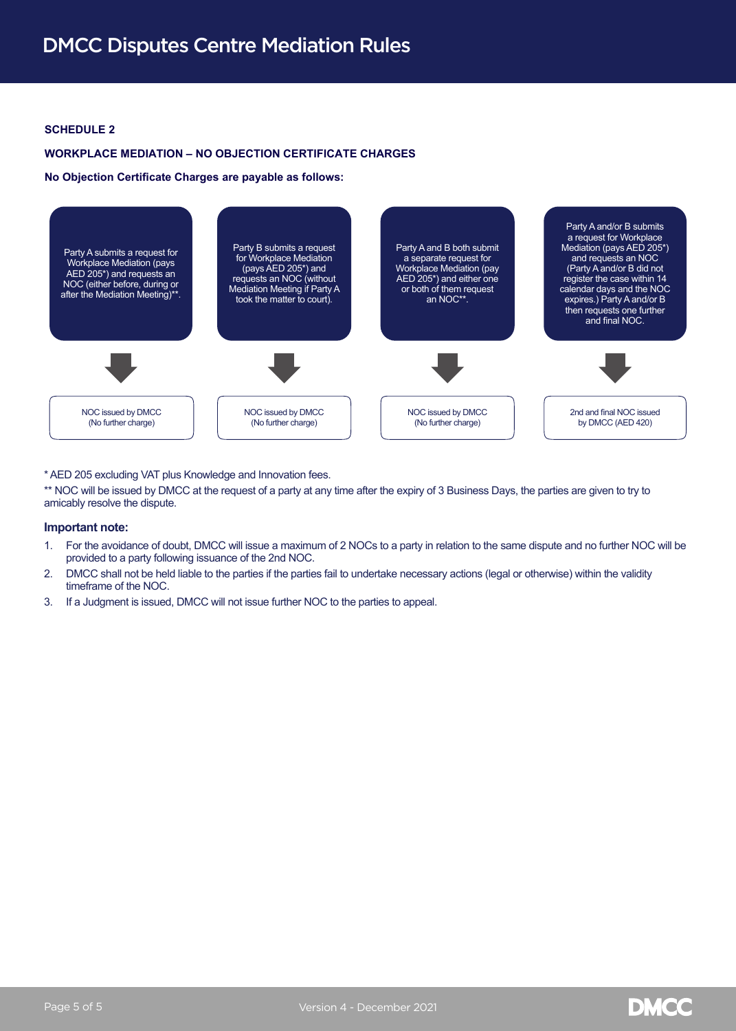**SCHEDULE 2**

**WORKPLACE MEDIATION – NO OBJECTION CERTIFICATE CHARGES**

**No Objection Certificate Charges are payable as follows:**

Party A submits a request for Workplace Mediation (pays AED 205*) and requests an NOC (either before, during or after the Mediation Meeting)**.

NOC issued by DMCC (No further charge)

Party B submits a request for Workplace Mediation (pays AED 205*) and requests an NOC (without Mediation Meeting if Party A took the matter to court).

NOC issued by DMCC (No further charge)

Party A and B both submit a separate request for Workplace Mediation (pay AED 205*) and either one or both of them request an NOC**.

NOC issued by DMCC (No further charge)

Party A and/or B submits a request for Workplace Mediation (pays AED 205*) and requests an NOC (Party A and/or B did not register the case within 14 calendar days and the NOC expires.) Party A and/or B then requests one further and final NOC.

2nd and final NOC issued by DMCC (AED 420)

* AED 205 excluding VAT plus Knowledge and Innovation fees.

** NOC will be issued by DMCC at the request of a party at any time after the expiry of 3 Business Days, the parties are given to try to amicably resolve the dispute.

**Important note:**

1. For the avoidance of doubt, DMCC will issue a maximum of 2 NOCs to a party in relation to the same dispute and no further NOC will be provided to a party following issuance of the 2nd NOC.
2. DMCC shall not be held liable to the parties if the parties fail to undertake necessary actions (legal or otherwise) within the validity timeframe of the NOC.
3. If a Judgment is issued, DMCC will not issue further NOC to the parties to appeal.